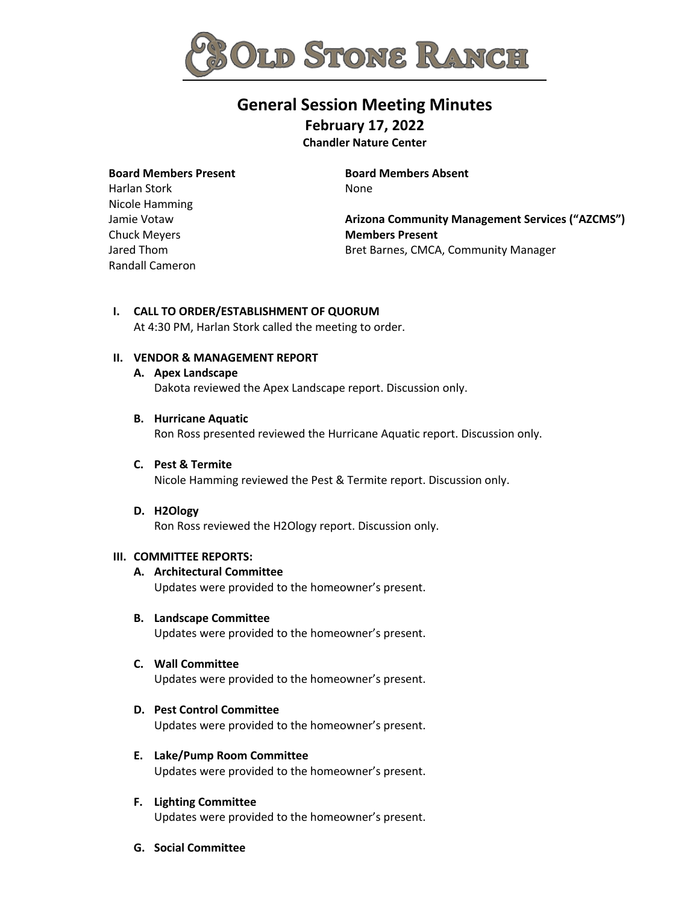# OLD STONE RANCH

## General Session Meeting Minutes

### February 17, 2022

**Chandler Nature Center**

**Board Members Present**
Harlan Stork
Nicole Hamming
Jamie Votaw
Chuck Meyers
Jared Thom
Randall Cameron

**Board Members Absent**
None

**Arizona Community Management Services ("AZCMS") Members Present**
Bret Barnes, CMCA, Community Manager

**I. CALL TO ORDER/ESTABLISHMENT OF QUORUM**
At 4:30 PM, Harlan Stork called the meeting to order.

**II. VENDOR & MANAGEMENT REPORT**

**A. Apex Landscape**
Dakota reviewed the Apex Landscape report. Discussion only.

**B. Hurricane Aquatic**
Ron Ross presented reviewed the Hurricane Aquatic report. Discussion only.

**C. Pest & Termite**
Nicole Hamming reviewed the Pest & Termite report. Discussion only.

**D. H2Ology**
Ron Ross reviewed the H2Ology report. Discussion only.

**III. COMMITTEE REPORTS:**

**A. Architectural Committee**
Updates were provided to the homeowner's present.

**B. Landscape Committee**
Updates were provided to the homeowner's present.

**C. Wall Committee**
Updates were provided to the homeowner's present.

**D. Pest Control Committee**
Updates were provided to the homeowner's present.

**E. Lake/Pump Room Committee**
Updates were provided to the homeowner's present.

**F. Lighting Committee**
Updates were provided to the homeowner's present.

**G. Social Committee**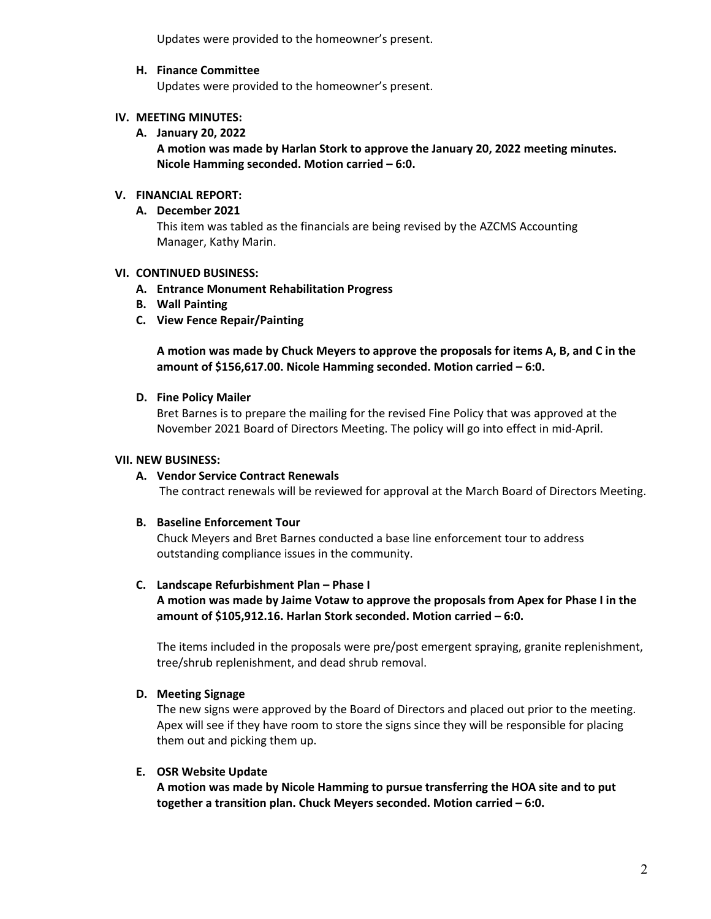Updates were provided to the homeowner's present.

**H. Finance Committee**

Updates were provided to the homeowner's present.

## IV. MEETING MINUTES:

**A. January 20, 2022**

**A motion was made by Harlan Stork to approve the January 20, 2022 meeting minutes. Nicole Hamming seconded. Motion carried – 6:0.**

## V. FINANCIAL REPORT:

**A. December 2021**

This item was tabled as the financials are being revised by the AZCMS Accounting Manager, Kathy Marin.

## VI. CONTINUED BUSINESS:

**A. Entrance Monument Rehabilitation Progress**

**B. Wall Painting**

**C. View Fence Repair/Painting**

**A motion was made by Chuck Meyers to approve the proposals for items A, B, and C in the amount of $156,617.00. Nicole Hamming seconded. Motion carried – 6:0.**

**D. Fine Policy Mailer**

Bret Barnes is to prepare the mailing for the revised Fine Policy that was approved at the November 2021 Board of Directors Meeting. The policy will go into effect in mid-April.

## VII. NEW BUSINESS:

**A. Vendor Service Contract Renewals**

The contract renewals will be reviewed for approval at the March Board of Directors Meeting.

**B. Baseline Enforcement Tour**

Chuck Meyers and Bret Barnes conducted a base line enforcement tour to address outstanding compliance issues in the community.

**C. Landscape Refurbishment Plan – Phase I**

**A motion was made by Jaime Votaw to approve the proposals from Apex for Phase I in the amount of $105,912.16. Harlan Stork seconded. Motion carried – 6:0.**

The items included in the proposals were pre/post emergent spraying, granite replenishment, tree/shrub replenishment, and dead shrub removal.

**D. Meeting Signage**

The new signs were approved by the Board of Directors and placed out prior to the meeting. Apex will see if they have room to store the signs since they will be responsible for placing them out and picking them up.

**E. OSR Website Update**

**A motion was made by Nicole Hamming to pursue transferring the HOA site and to put together a transition plan. Chuck Meyers seconded. Motion carried – 6:0.**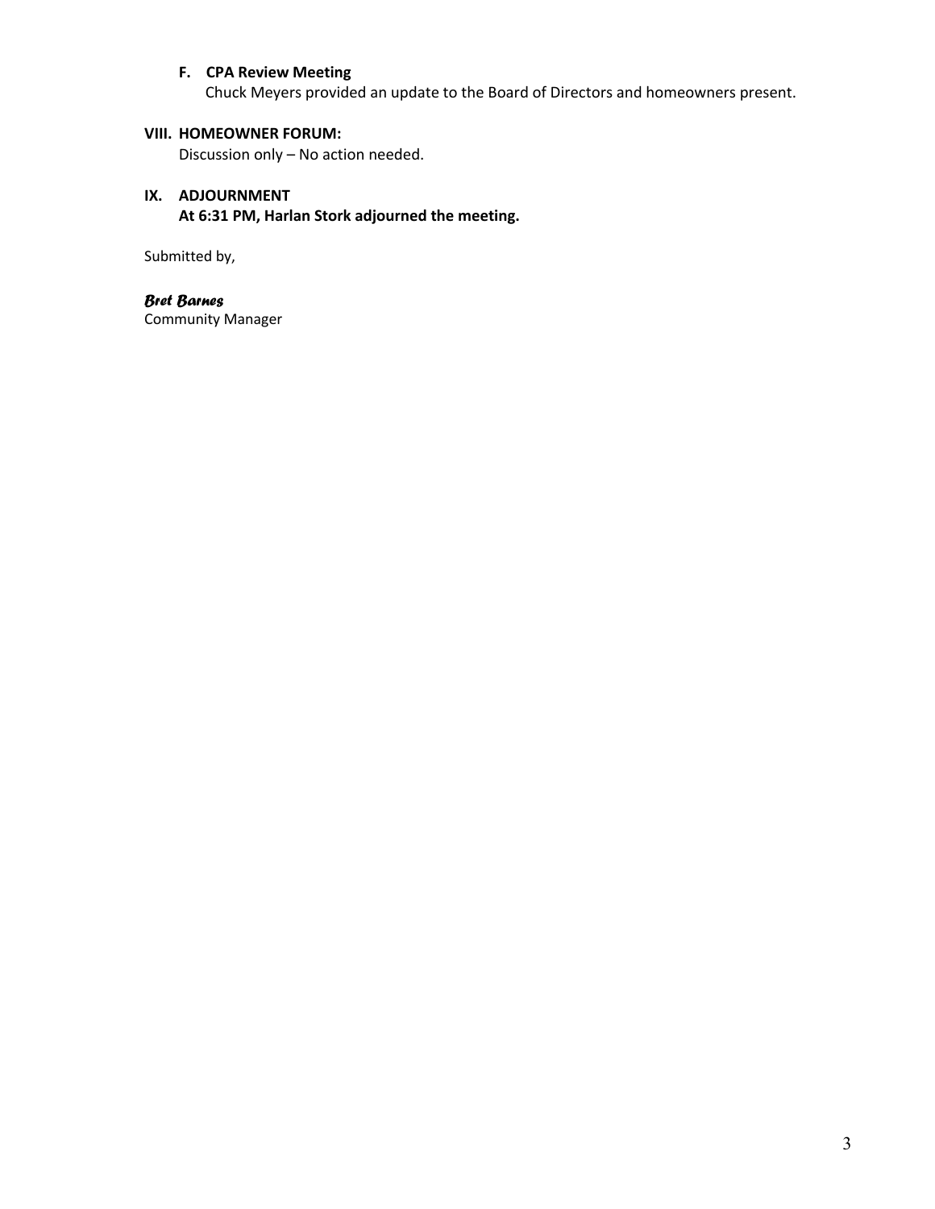**F. CPA Review Meeting**

Chuck Meyers provided an update to the Board of Directors and homeowners present.

**VIII. HOMEOWNER FORUM:**

Discussion only – No action needed.

**IX. ADJOURNMENT**

**At 6:31 PM, Harlan Stork adjourned the meeting.**

Submitted by,

***Bret Barnes***
Community Manager